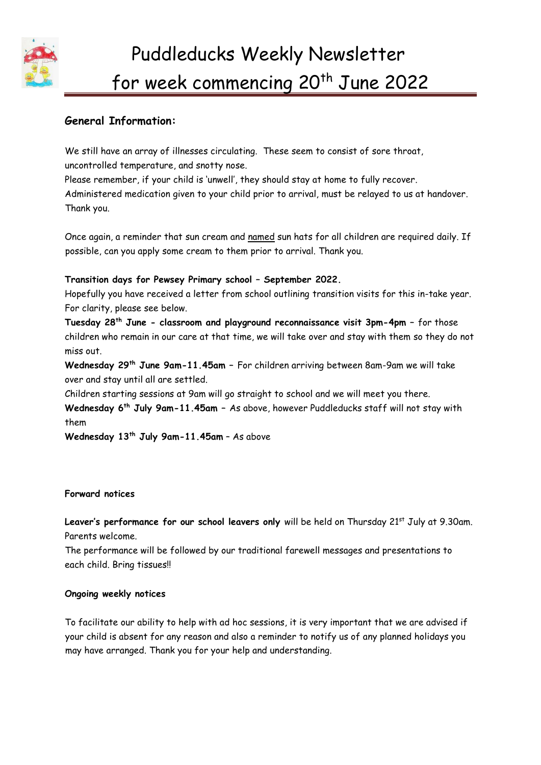# Puddleducks Weekly Newsletter for week commencing 20th June 2022

## General Information:

We still have an array of illnesses circulating. These seem to consist of sore throat, uncontrolled temperature, and snotty nose.
Please remember, if your child is 'unwell', they should stay at home to fully recover.
Administered medication given to your child prior to arrival, must be relayed to us at handover. Thank you.

Once again, a reminder that sun cream and <u>named</u> sun hats for all children are required daily. If possible, can you apply some cream to them prior to arrival. Thank you.

**Transition days for Pewsey Primary school – September 2022.**
Hopefully you have received a letter from school outlining transition visits for this in-take year. For clarity, please see below.
**Tuesday 28th June - classroom and playground reconnaissance visit 3pm-4pm** – for those children who remain in our care at that time, we will take over and stay with them so they do not miss out.
**Wednesday 29th June 9am-11.45am** – For children arriving between 8am-9am we will take over and stay until all are settled.
Children starting sessions at 9am will go straight to school and we will meet you there.
**Wednesday 6th July 9am-11.45am** – As above, however Puddleducks staff will not stay with them
**Wednesday 13th July 9am-11.45am** – As above

**Forward notices**

**Leaver's performance for our school leavers only** will be held on Thursday 21st July at 9.30am. Parents welcome.
The performance will be followed by our traditional farewell messages and presentations to each child. Bring tissues!!

**Ongoing weekly notices**

To facilitate our ability to help with ad hoc sessions, it is very important that we are advised if your child is absent for any reason and also a reminder to notify us of any planned holidays you may have arranged. Thank you for your help and understanding.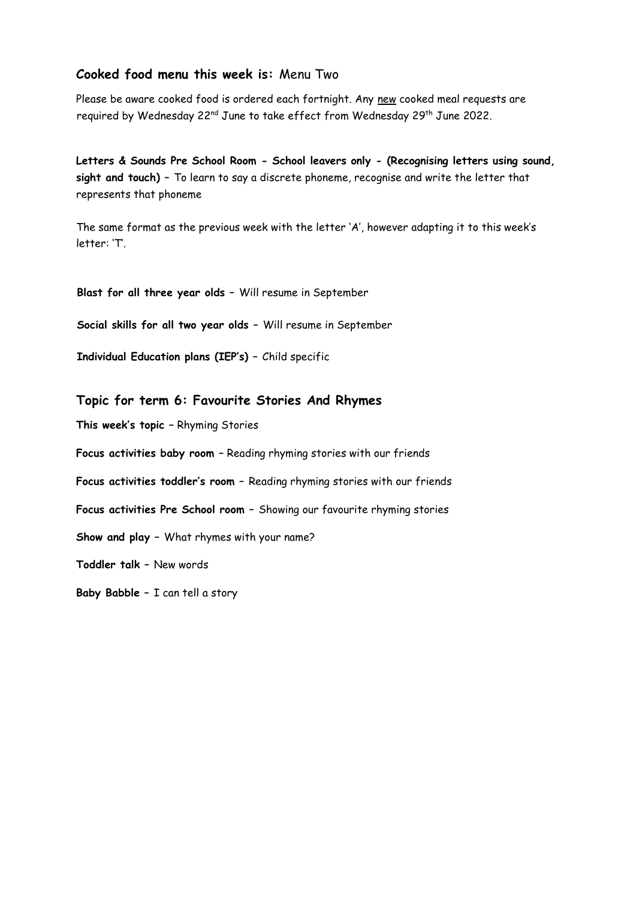## Cooked food menu this week is: Menu Two

Please be aware cooked food is ordered each fortnight. Any new cooked meal requests are required by Wednesday 22nd June to take effect from Wednesday 29th June 2022.

**Letters & Sounds Pre School Room - School leavers only - (Recognising letters using sound, sight and touch) –** To learn to say a discrete phoneme, recognise and write the letter that represents that phoneme

The same format as the previous week with the letter 'A', however adapting it to this week's letter: 'T'.

**Blast for all three year olds –** Will resume in September

**Social skills for all two year olds –** Will resume in September

**Individual Education plans (IEP's) –** Child specific

## Topic for term 6: Favourite Stories And Rhymes

**This week's topic –** Rhyming Stories

**Focus activities baby room –** Reading rhyming stories with our friends

**Focus activities toddler's room –** Reading rhyming stories with our friends

**Focus activities Pre School room –** Showing our favourite rhyming stories

**Show and play –** What rhymes with your name?

**Toddler talk –** New words

**Baby Babble –** I can tell a story